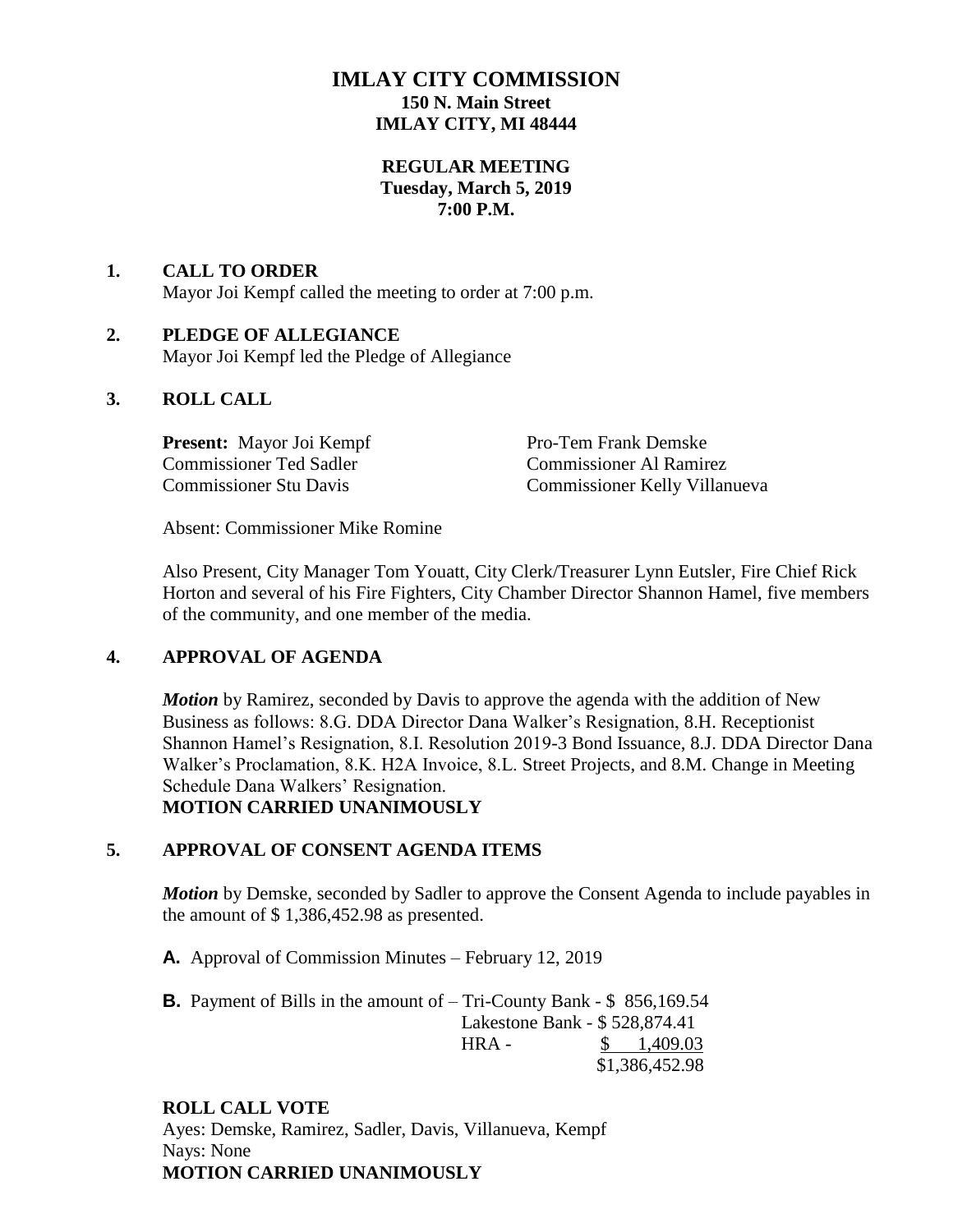# IMLAY CITY COMMISSION

**150 N. Main Street**
**IMLAY CITY, MI 48444**

**REGULAR MEETING**
**Tuesday, March 5, 2019**
**7:00 P.M.**

## 1. CALL TO ORDER

Mayor Joi Kempf called the meeting to order at 7:00 p.m.

## 2. PLEDGE OF ALLEGIANCE

Mayor Joi Kempf led the Pledge of Allegiance

## 3. ROLL CALL

**Present:** Mayor Joi Kempf
Pro-Tem Frank Demske
Commissioner Ted Sadler
Commissioner Al Ramirez
Commissioner Stu Davis
Commissioner Kelly Villanueva

Absent: Commissioner Mike Romine

Also Present, City Manager Tom Youatt, City Clerk/Treasurer Lynn Eutsler, Fire Chief Rick Horton and several of his Fire Fighters, City Chamber Director Shannon Hamel, five members of the community, and one member of the media.

## 4. APPROVAL OF AGENDA

***Motion*** by Ramirez, seconded by Davis to approve the agenda with the addition of New Business as follows: 8.G. DDA Director Dana Walker's Resignation, 8.H. Receptionist Shannon Hamel's Resignation, 8.I. Resolution 2019-3 Bond Issuance, 8.J. DDA Director Dana Walker's Proclamation, 8.K. H2A Invoice, 8.L. Street Projects, and 8.M. Change in Meeting Schedule Dana Walkers' Resignation.
**MOTION CARRIED UNANIMOUSLY**

## 5. APPROVAL OF CONSENT AGENDA ITEMS

***Motion*** by Demske, seconded by Sadler to approve the Consent Agenda to include payables in the amount of $ 1,386,452.98 as presented.

**A.** Approval of Commission Minutes – February 12, 2019

**B.** Payment of Bills in the amount of – Tri-County Bank - $ 856,169.54
Lakestone Bank - $ 528,874.41
HRA - $ 1,409.03
$1,386,452.98

**ROLL CALL VOTE**
Ayes: Demske, Ramirez, Sadler, Davis, Villanueva, Kempf
Nays: None
**MOTION CARRIED UNANIMOUSLY**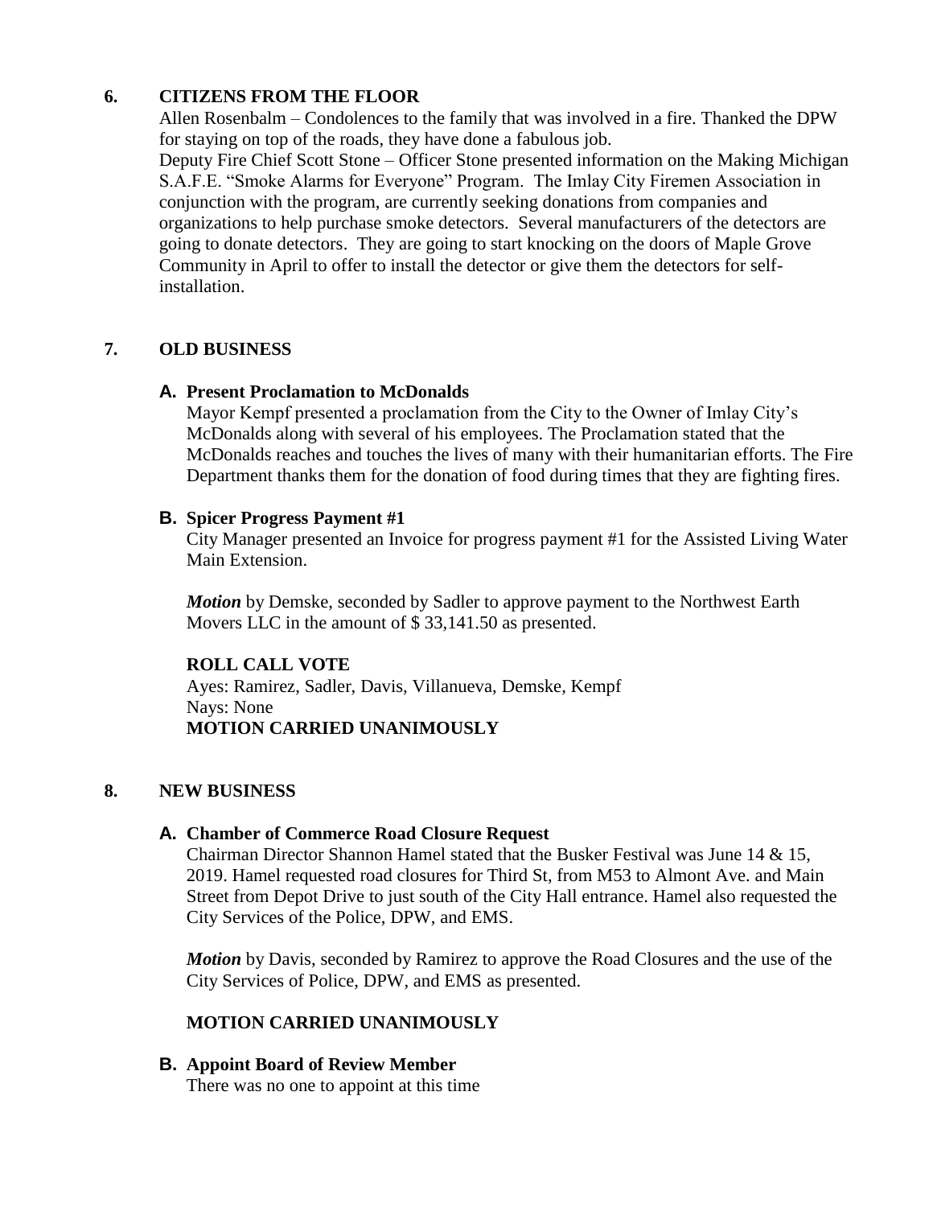## 6. CITIZENS FROM THE FLOOR

Allen Rosenbalm – Condolences to the family that was involved in a fire. Thanked the DPW for staying on top of the roads, they have done a fabulous job.

Deputy Fire Chief Scott Stone – Officer Stone presented information on the Making Michigan S.A.F.E. "Smoke Alarms for Everyone" Program. The Imlay City Firemen Association in conjunction with the program, are currently seeking donations from companies and organizations to help purchase smoke detectors. Several manufacturers of the detectors are going to donate detectors. They are going to start knocking on the doors of Maple Grove Community in April to offer to install the detector or give them the detectors for self-installation.

## 7. OLD BUSINESS

### A. Present Proclamation to McDonalds

Mayor Kempf presented a proclamation from the City to the Owner of Imlay City's McDonalds along with several of his employees. The Proclamation stated that the McDonalds reaches and touches the lives of many with their humanitarian efforts. The Fire Department thanks them for the donation of food during times that they are fighting fires.

### B. Spicer Progress Payment #1

City Manager presented an Invoice for progress payment #1 for the Assisted Living Water Main Extension.

***Motion*** by Demske, seconded by Sadler to approve payment to the Northwest Earth Movers LLC in the amount of $ 33,141.50 as presented.

**ROLL CALL VOTE**
Ayes: Ramirez, Sadler, Davis, Villanueva, Demske, Kempf
Nays: None
**MOTION CARRIED UNANIMOUSLY**

## 8. NEW BUSINESS

### A. Chamber of Commerce Road Closure Request

Chairman Director Shannon Hamel stated that the Busker Festival was June 14 & 15, 2019. Hamel requested road closures for Third St, from M53 to Almont Ave. and Main Street from Depot Drive to just south of the City Hall entrance. Hamel also requested the City Services of the Police, DPW, and EMS.

***Motion*** by Davis, seconded by Ramirez to approve the Road Closures and the use of the City Services of Police, DPW, and EMS as presented.

**MOTION CARRIED UNANIMOUSLY**

### B. Appoint Board of Review Member

There was no one to appoint at this time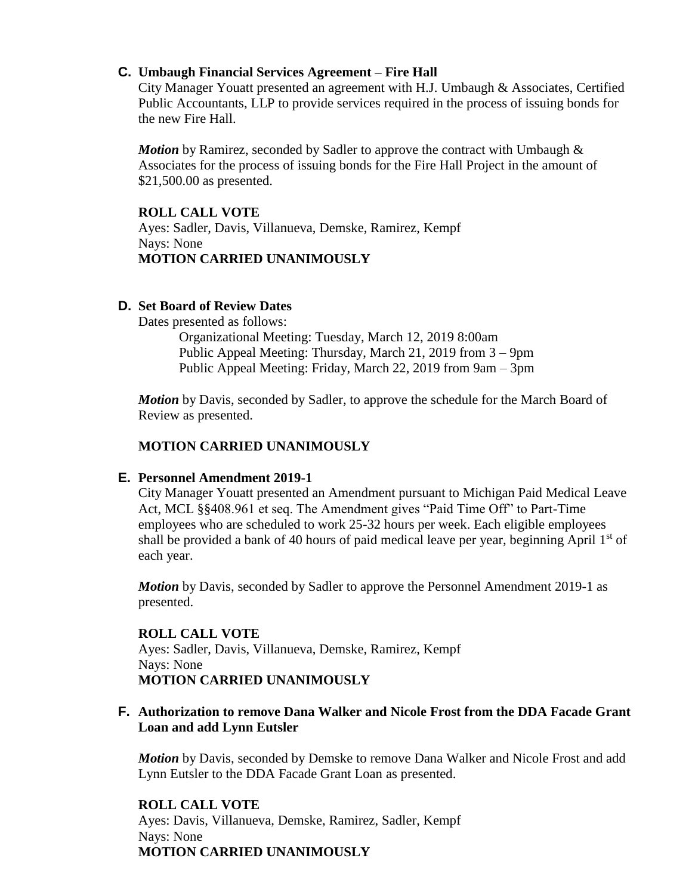### C. Umbaugh Financial Services Agreement – Fire Hall

City Manager Youatt presented an agreement with H.J. Umbaugh & Associates, Certified Public Accountants, LLP to provide services required in the process of issuing bonds for the new Fire Hall.

***Motion*** by Ramirez, seconded by Sadler to approve the contract with Umbaugh & Associates for the process of issuing bonds for the Fire Hall Project in the amount of $21,500.00 as presented.

**ROLL CALL VOTE**
Ayes: Sadler, Davis, Villanueva, Demske, Ramirez, Kempf
Nays: None
**MOTION CARRIED UNANIMOUSLY**

### D. Set Board of Review Dates

Dates presented as follows:

Organizational Meeting: Tuesday, March 12, 2019 8:00am
Public Appeal Meeting: Thursday, March 21, 2019 from 3 – 9pm
Public Appeal Meeting: Friday, March 22, 2019 from 9am – 3pm

***Motion*** by Davis, seconded by Sadler, to approve the schedule for the March Board of Review as presented.

**MOTION CARRIED UNANIMOUSLY**

### E. Personnel Amendment 2019-1

City Manager Youatt presented an Amendment pursuant to Michigan Paid Medical Leave Act, MCL §§408.961 et seq. The Amendment gives "Paid Time Off" to Part-Time employees who are scheduled to work 25-32 hours per week. Each eligible employees shall be provided a bank of 40 hours of paid medical leave per year, beginning April 1st of each year.

***Motion*** by Davis, seconded by Sadler to approve the Personnel Amendment 2019-1 as presented.

**ROLL CALL VOTE**
Ayes: Sadler, Davis, Villanueva, Demske, Ramirez, Kempf
Nays: None
**MOTION CARRIED UNANIMOUSLY**

### F. Authorization to remove Dana Walker and Nicole Frost from the DDA Facade Grant Loan and add Lynn Eutsler

***Motion*** by Davis, seconded by Demske to remove Dana Walker and Nicole Frost and add Lynn Eutsler to the DDA Facade Grant Loan as presented.

**ROLL CALL VOTE**
Ayes: Davis, Villanueva, Demske, Ramirez, Sadler, Kempf
Nays: None
**MOTION CARRIED UNANIMOUSLY**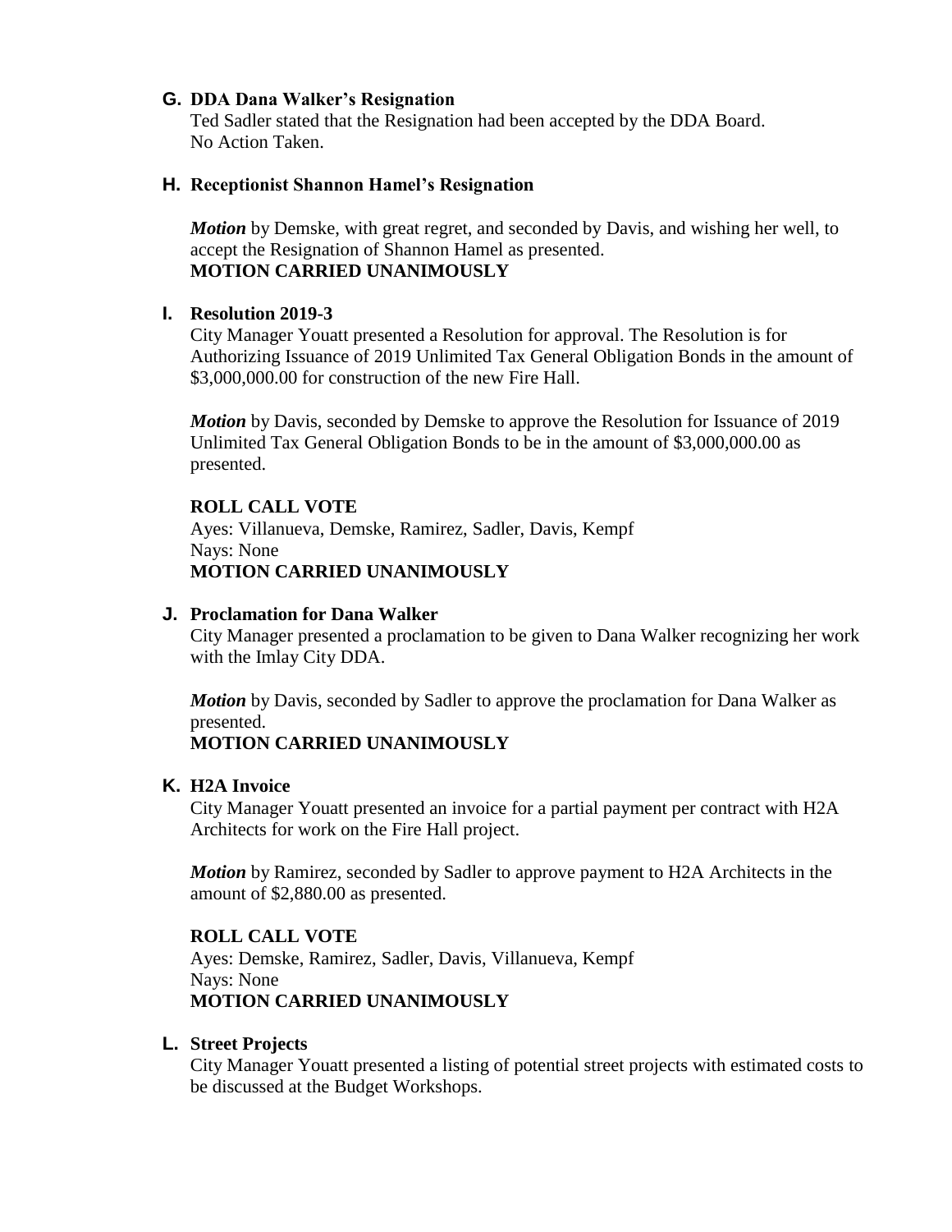### G. DDA Dana Walker's Resignation

Ted Sadler stated that the Resignation had been accepted by the DDA Board.
No Action Taken.

### H. Receptionist Shannon Hamel's Resignation

***Motion*** by Demske, with great regret, and seconded by Davis, and wishing her well, to accept the Resignation of Shannon Hamel as presented.
**MOTION CARRIED UNANIMOUSLY**

### I. Resolution 2019-3

City Manager Youatt presented a Resolution for approval. The Resolution is for Authorizing Issuance of 2019 Unlimited Tax General Obligation Bonds in the amount of $3,000,000.00 for construction of the new Fire Hall.

***Motion*** by Davis, seconded by Demske to approve the Resolution for Issuance of 2019 Unlimited Tax General Obligation Bonds to be in the amount of $3,000,000.00 as presented.

**ROLL CALL VOTE**
Ayes: Villanueva, Demske, Ramirez, Sadler, Davis, Kempf
Nays: None
**MOTION CARRIED UNANIMOUSLY**

### J. Proclamation for Dana Walker

City Manager presented a proclamation to be given to Dana Walker recognizing her work with the Imlay City DDA.

***Motion*** by Davis, seconded by Sadler to approve the proclamation for Dana Walker as presented.
**MOTION CARRIED UNANIMOUSLY**

### K. H2A Invoice

City Manager Youatt presented an invoice for a partial payment per contract with H2A Architects for work on the Fire Hall project.

***Motion*** by Ramirez, seconded by Sadler to approve payment to H2A Architects in the amount of $2,880.00 as presented.

**ROLL CALL VOTE**
Ayes: Demske, Ramirez, Sadler, Davis, Villanueva, Kempf
Nays: None
**MOTION CARRIED UNANIMOUSLY**

### L. Street Projects

City Manager Youatt presented a listing of potential street projects with estimated costs to be discussed at the Budget Workshops.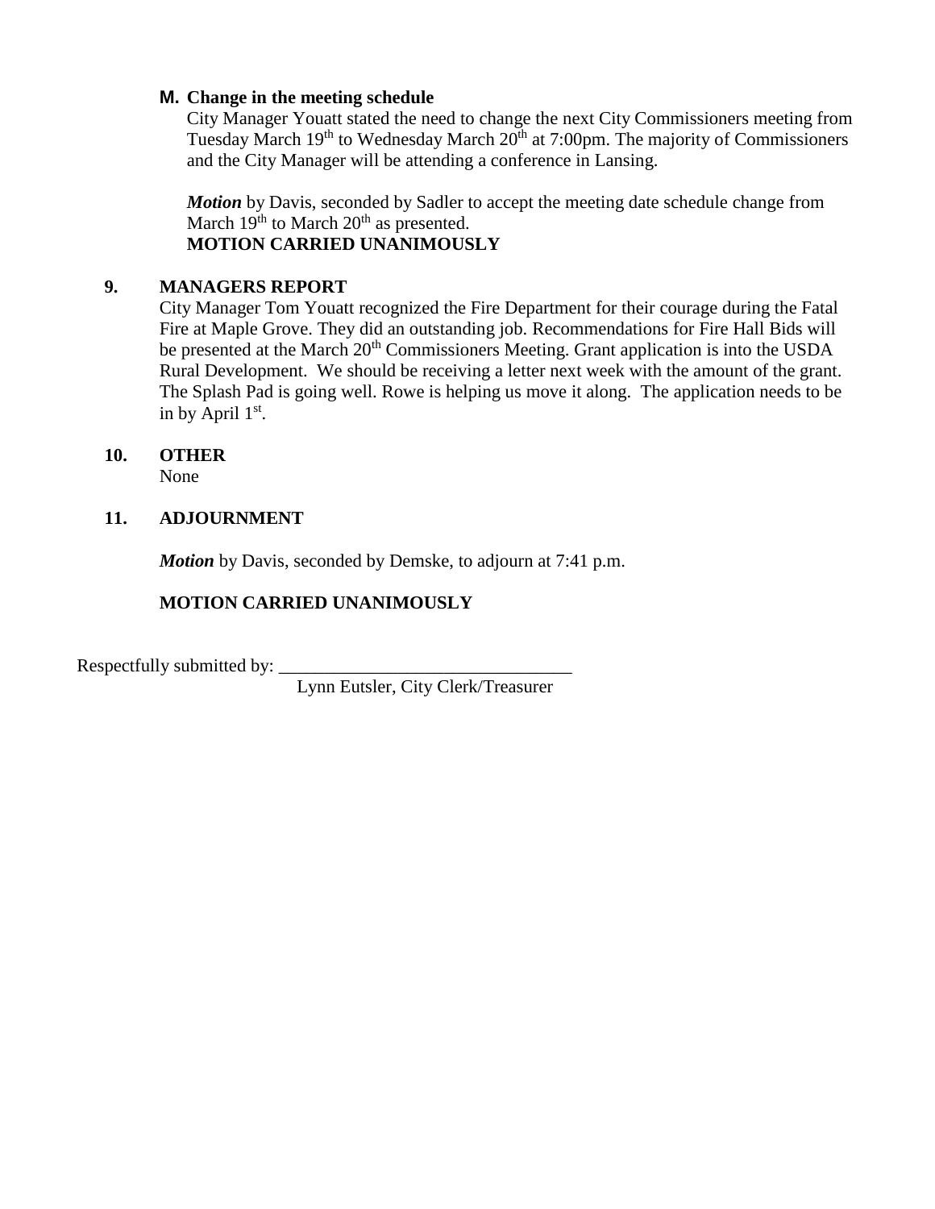**M. Change in the meeting schedule**

City Manager Youatt stated the need to change the next City Commissioners meeting from Tuesday March 19th to Wednesday March 20th at 7:00pm. The majority of Commissioners and the City Manager will be attending a conference in Lansing.

***Motion*** by Davis, seconded by Sadler to accept the meeting date schedule change from March 19th to March 20th as presented.
**MOTION CARRIED UNANIMOUSLY**

**9. MANAGERS REPORT**

City Manager Tom Youatt recognized the Fire Department for their courage during the Fatal Fire at Maple Grove. They did an outstanding job. Recommendations for Fire Hall Bids will be presented at the March 20th Commissioners Meeting. Grant application is into the USDA Rural Development. We should be receiving a letter next week with the amount of the grant. The Splash Pad is going well. Rowe is helping us move it along. The application needs to be in by April 1st.

**10. OTHER**

None

**11. ADJOURNMENT**

***Motion*** by Davis, seconded by Demske, to adjourn at 7:41 p.m.

**MOTION CARRIED UNANIMOUSLY**

Respectfully submitted by: ________________________________
Lynn Eutsler, City Clerk/Treasurer